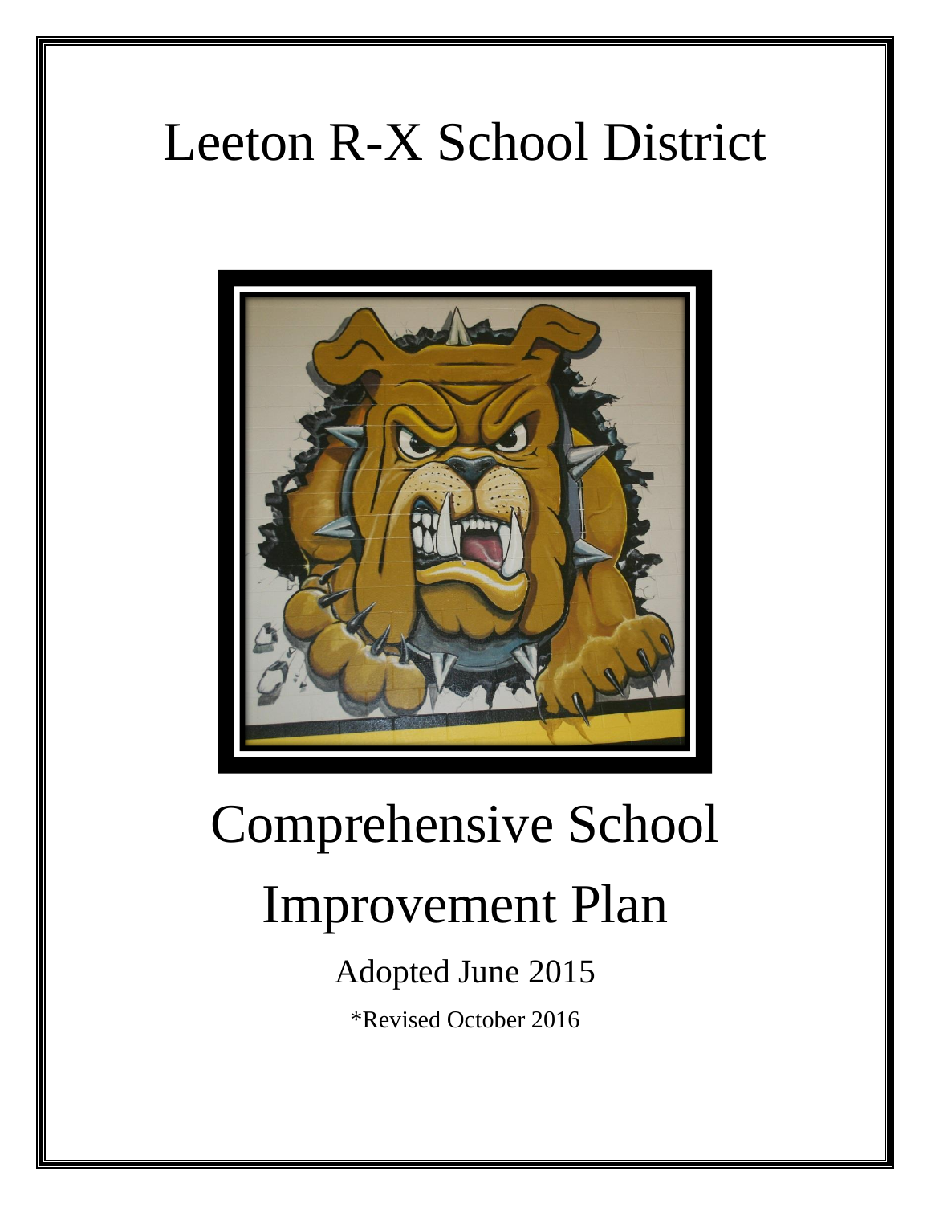# Leeton R-X School District

# Comprehensive School Improvement Plan

Adopted June 2015

*Revised October 2016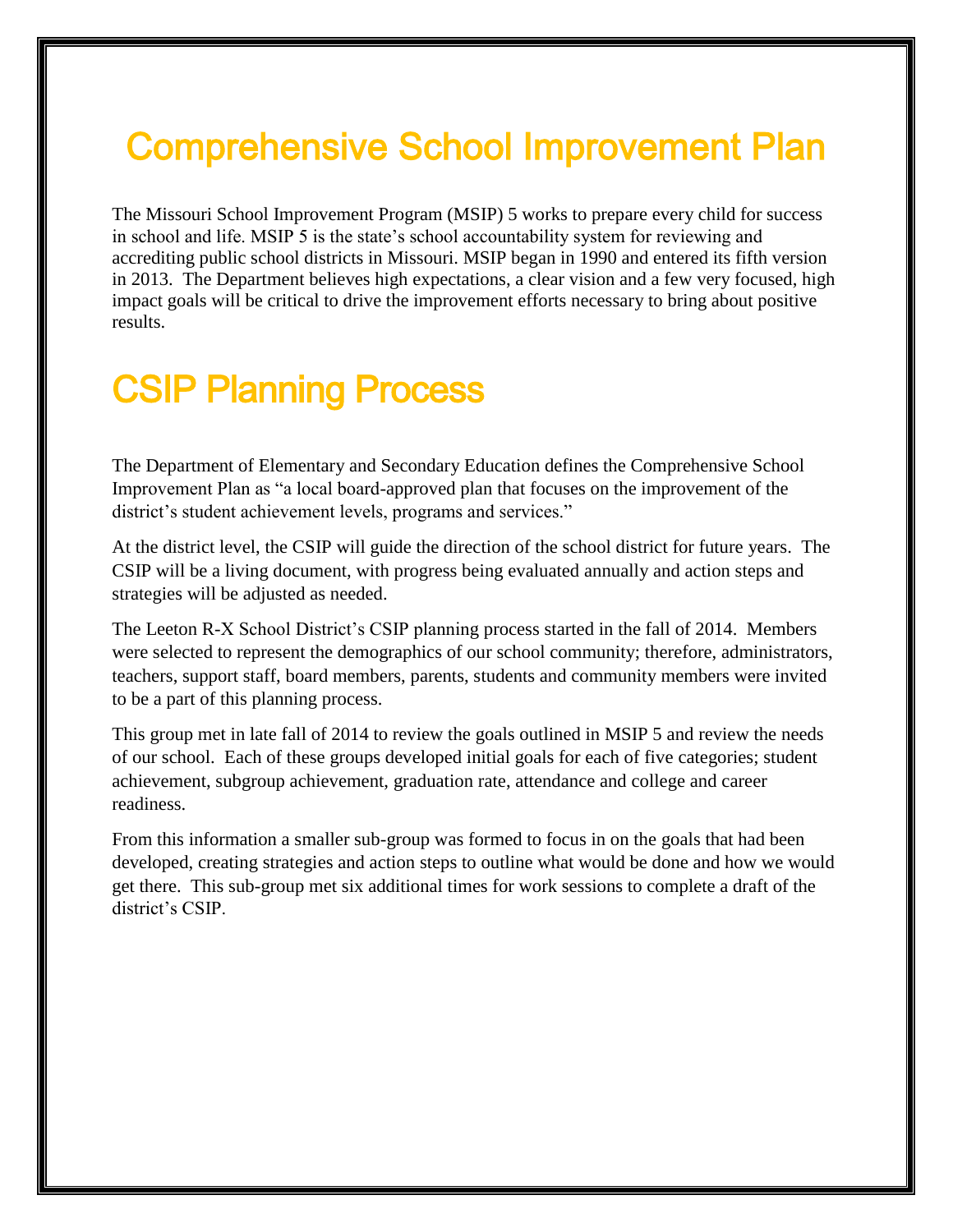# Comprehensive School Improvement Plan

The Missouri School Improvement Program (MSIP) 5 works to prepare every child for success in school and life. MSIP 5 is the state's school accountability system for reviewing and accrediting public school districts in Missouri. MSIP began in 1990 and entered its fifth version in 2013. The Department believes high expectations, a clear vision and a few very focused, high impact goals will be critical to drive the improvement efforts necessary to bring about positive results.

# CSIP Planning Process

The Department of Elementary and Secondary Education defines the Comprehensive School Improvement Plan as "a local board-approved plan that focuses on the improvement of the district's student achievement levels, programs and services."

At the district level, the CSIP will guide the direction of the school district for future years. The CSIP will be a living document, with progress being evaluated annually and action steps and strategies will be adjusted as needed.

The Leeton R-X School District's CSIP planning process started in the fall of 2014. Members were selected to represent the demographics of our school community; therefore, administrators, teachers, support staff, board members, parents, students and community members were invited to be a part of this planning process.

This group met in late fall of 2014 to review the goals outlined in MSIP 5 and review the needs of our school. Each of these groups developed initial goals for each of five categories; student achievement, subgroup achievement, graduation rate, attendance and college and career readiness.

From this information a smaller sub-group was formed to focus in on the goals that had been developed, creating strategies and action steps to outline what would be done and how we would get there. This sub-group met six additional times for work sessions to complete a draft of the district's CSIP.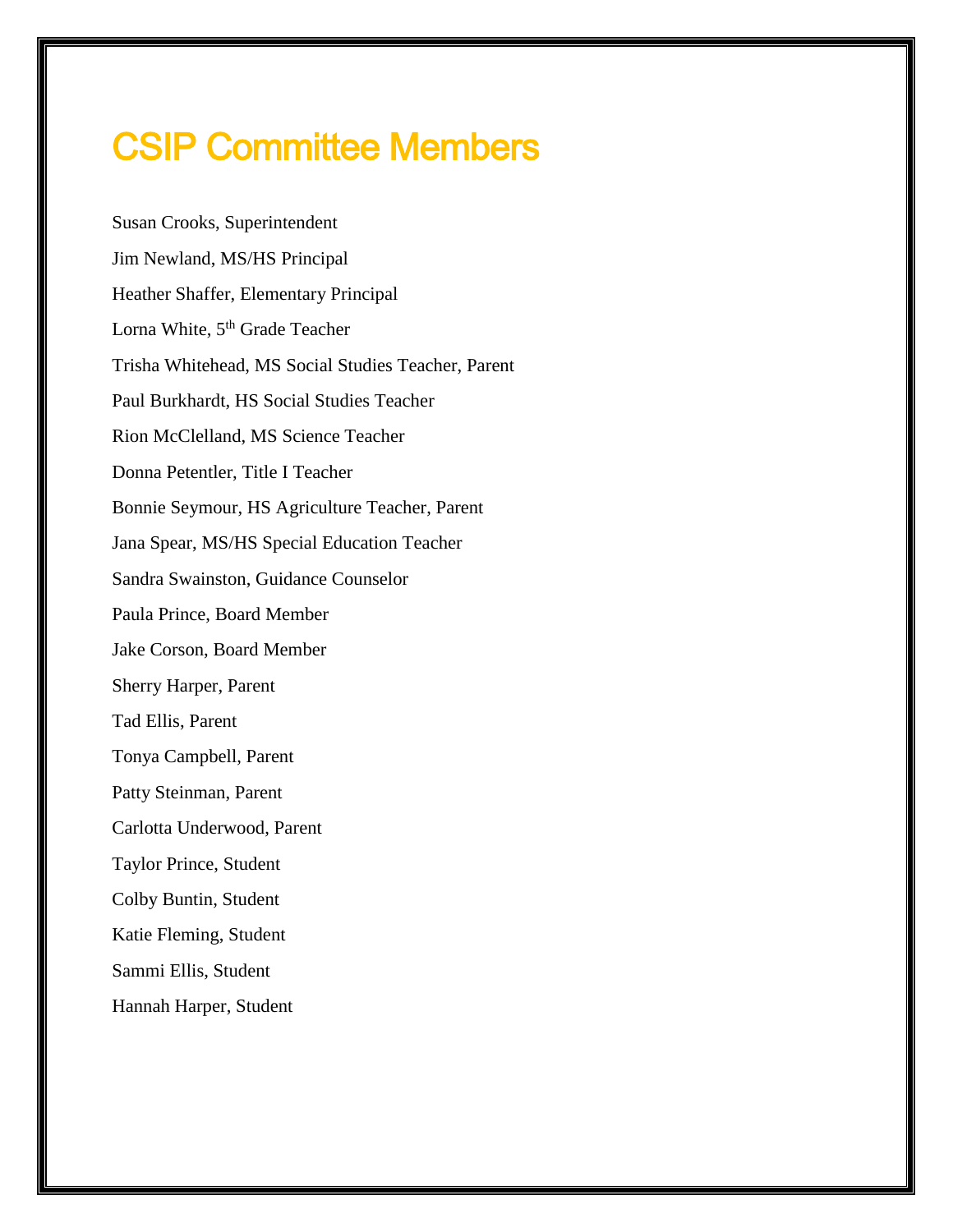# CSIP Committee Members

Susan Crooks, Superintendent

Jim Newland, MS/HS Principal

Heather Shaffer, Elementary Principal

Lorna White, 5th Grade Teacher

Trisha Whitehead, MS Social Studies Teacher, Parent

Paul Burkhardt, HS Social Studies Teacher

Rion McClelland, MS Science Teacher

Donna Petentler, Title I Teacher

Bonnie Seymour, HS Agriculture Teacher, Parent

Jana Spear, MS/HS Special Education Teacher

Sandra Swainston, Guidance Counselor

Paula Prince, Board Member

Jake Corson, Board Member

Sherry Harper, Parent

Tad Ellis, Parent

Tonya Campbell, Parent

Patty Steinman, Parent

Carlotta Underwood, Parent

Taylor Prince, Student

Colby Buntin, Student

Katie Fleming, Student

Sammi Ellis, Student

Hannah Harper, Student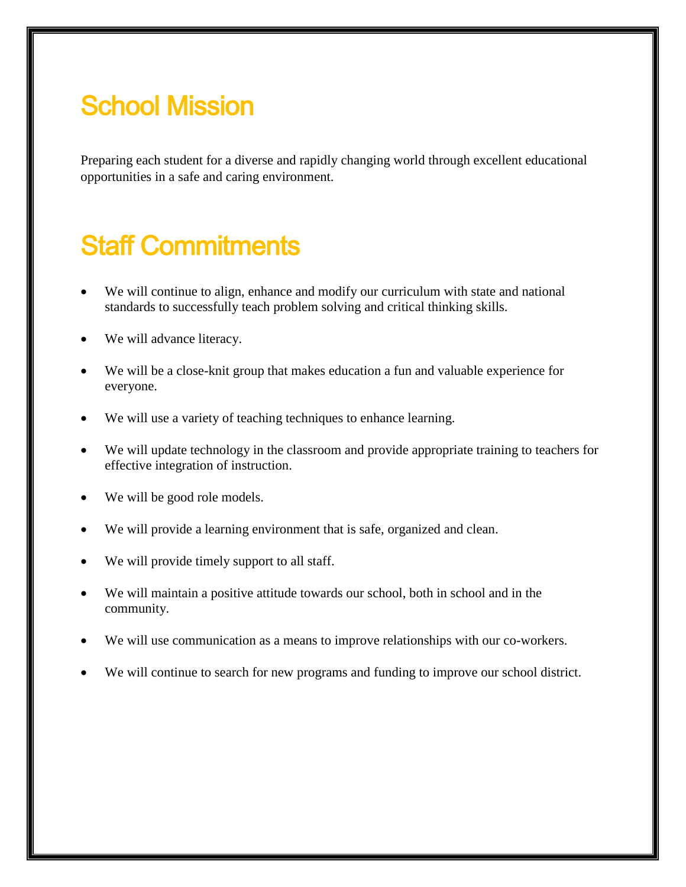# School Mission

Preparing each student for a diverse and rapidly changing world through excellent educational opportunities in a safe and caring environment.

# Staff Commitments

- We will continue to align, enhance and modify our curriculum with state and national standards to successfully teach problem solving and critical thinking skills.
- We will advance literacy.
- We will be a close-knit group that makes education a fun and valuable experience for everyone.
- We will use a variety of teaching techniques to enhance learning.
- We will update technology in the classroom and provide appropriate training to teachers for effective integration of instruction.
- We will be good role models.
- We will provide a learning environment that is safe, organized and clean.
- We will provide timely support to all staff.
- We will maintain a positive attitude towards our school, both in school and in the community.
- We will use communication as a means to improve relationships with our co-workers.
- We will continue to search for new programs and funding to improve our school district.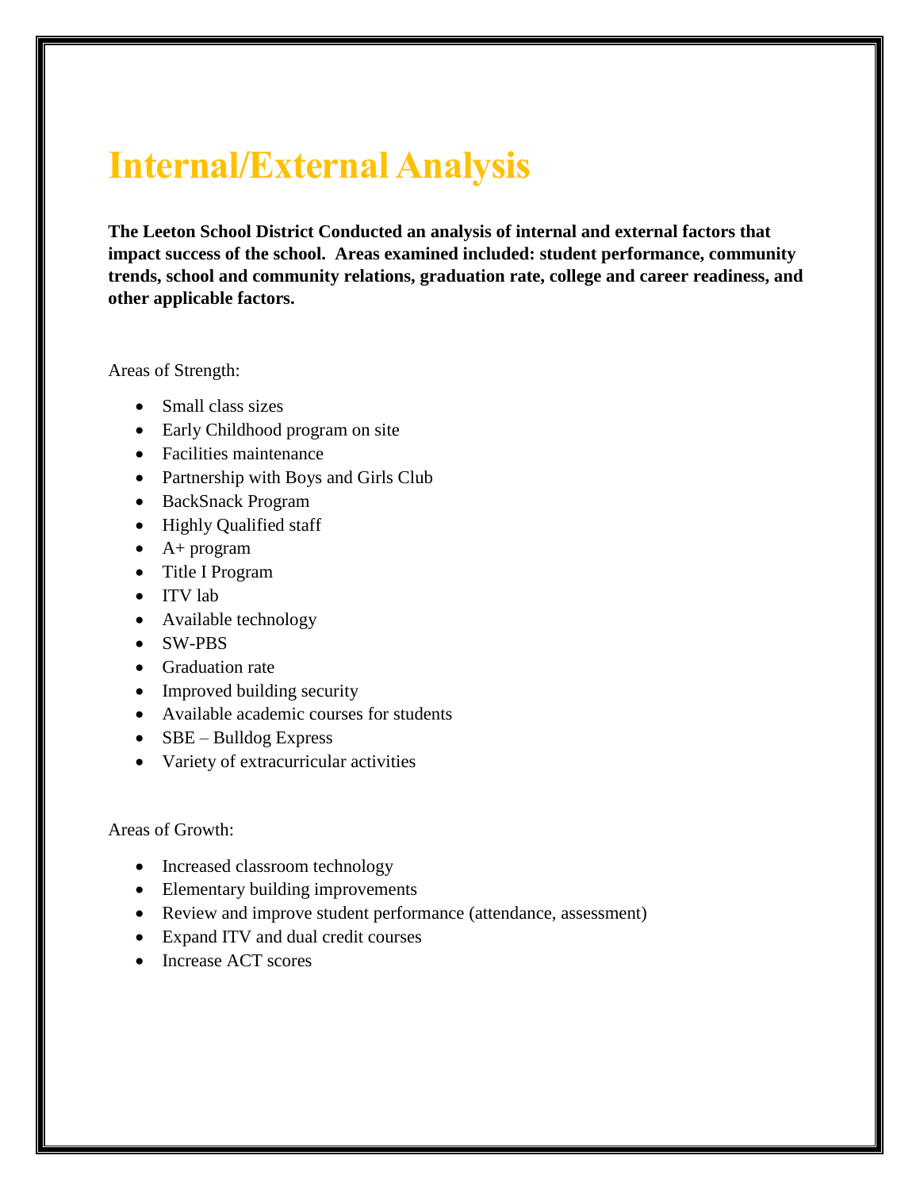# Internal/External Analysis

**The Leeton School District Conducted an analysis of internal and external factors that impact success of the school. Areas examined included: student performance, community trends, school and community relations, graduation rate, college and career readiness, and other applicable factors.**

Areas of Strength:

- Small class sizes
- Early Childhood program on site
- Facilities maintenance
- Partnership with Boys and Girls Club
- BackSnack Program
- Highly Qualified staff
- A+ program
- Title I Program
- ITV lab
- Available technology
- SW-PBS
- Graduation rate
- Improved building security
- Available academic courses for students
- SBE – Bulldog Express
- Variety of extracurricular activities

Areas of Growth:

- Increased classroom technology
- Elementary building improvements
- Review and improve student performance (attendance, assessment)
- Expand ITV and dual credit courses
- Increase ACT scores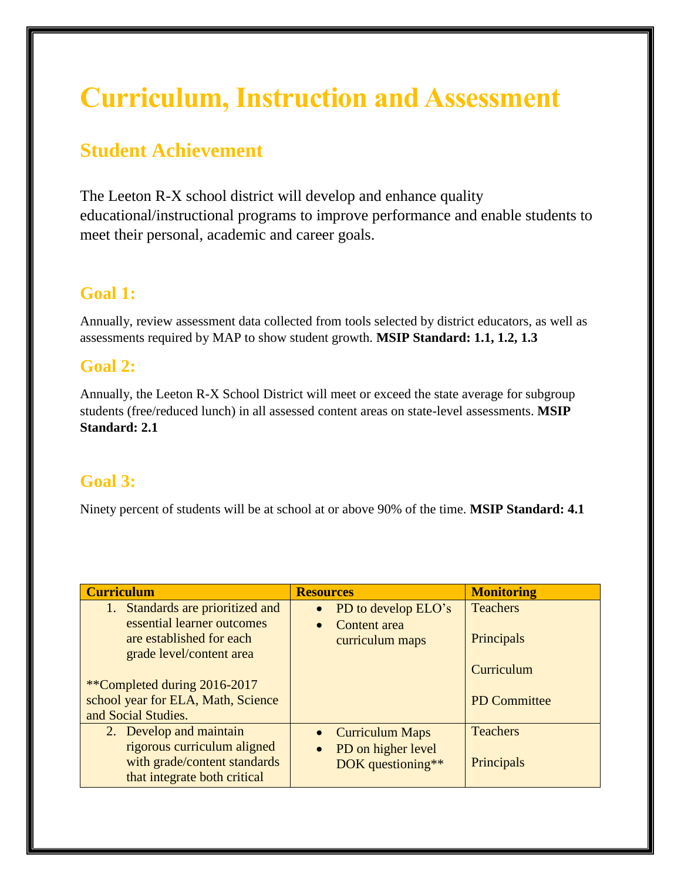# Curriculum, Instruction and Assessment

## Student Achievement

The Leeton R-X school district will develop and enhance quality educational/instructional programs to improve performance and enable students to meet their personal, academic and career goals.

### Goal 1:

Annually, review assessment data collected from tools selected by district educators, as well as assessments required by MAP to show student growth. **MSIP Standard: 1.1, 1.2, 1.3**

### Goal 2:

Annually, the Leeton R-X School District will meet or exceed the state average for subgroup students (free/reduced lunch) in all assessed content areas on state-level assessments. **MSIP Standard: 2.1**

### Goal 3:

Ninety percent of students will be at school at or above 90% of the time. **MSIP Standard: 4.1**

| Curriculum | Resources | Monitoring |
|---|---|---|
| 1. Standards are prioritized and essential learner outcomes are established for each grade level/content area<br><br>**Completed during 2016-2017 school year for ELA, Math, Science and Social Studies. | • PD to develop ELO's<br>• Content area curriculum maps | Teachers<br><br>Principals<br><br>Curriculum<br><br>PD Committee |
| 2. Develop and maintain rigorous curriculum aligned with grade/content standards that integrate both critical | • Curriculum Maps<br>• PD on higher level DOK questioning** | Teachers<br><br>Principals |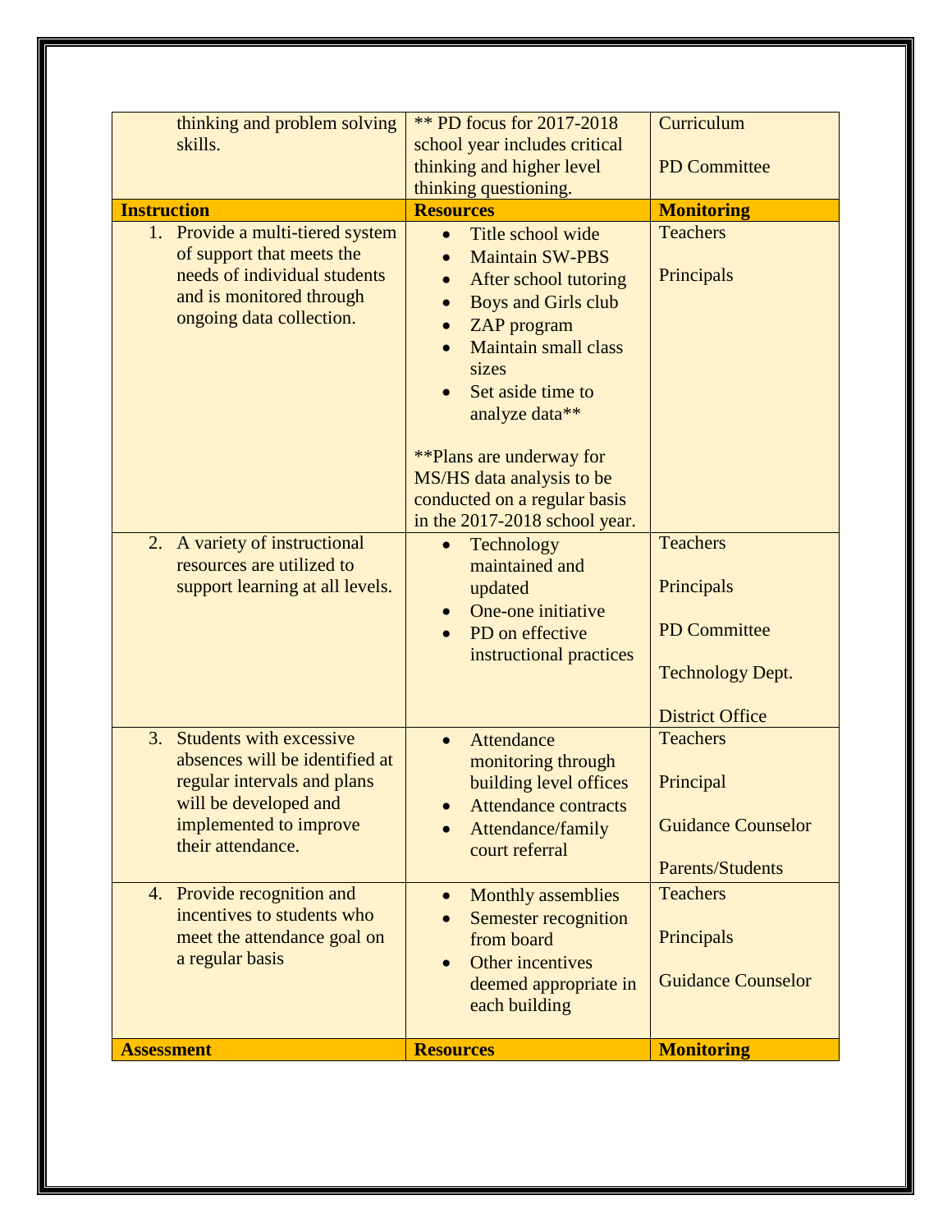| | | |
|---|---|---|
| thinking and problem solving skills. | ** PD focus for 2017-2018 school year includes critical thinking and higher level thinking questioning. | Curriculum<br><br>PD Committee |
| **Instruction** | **Resources** | **Monitoring** |
| 1. Provide a multi-tiered system of support that meets the needs of individual students and is monitored through ongoing data collection. | • Title school wide<br>• Maintain SW-PBS<br>• After school tutoring<br>• Boys and Girls club<br>• ZAP program<br>• Maintain small class sizes<br>• Set aside time to analyze data**<br><br>**Plans are underway for MS/HS data analysis to be conducted on a regular basis in the 2017-2018 school year. | Teachers<br><br>Principals |
| 2. A variety of instructional resources are utilized to support learning at all levels. | • Technology maintained and updated<br>• One-one initiative<br>• PD on effective instructional practices | Teachers<br><br>Principals<br><br>PD Committee<br><br>Technology Dept.<br><br>District Office |
| 3. Students with excessive absences will be identified at regular intervals and plans will be developed and implemented to improve their attendance. | • Attendance monitoring through building level offices<br>• Attendance contracts<br>• Attendance/family court referral | Teachers<br><br>Principal<br><br>Guidance Counselor<br><br>Parents/Students |
| 4. Provide recognition and incentives to students who meet the attendance goal on a regular basis | • Monthly assemblies<br>• Semester recognition from board<br>• Other incentives deemed appropriate in each building | Teachers<br><br>Principals<br><br>Guidance Counselor |
| **Assessment** | **Resources** | **Monitoring** |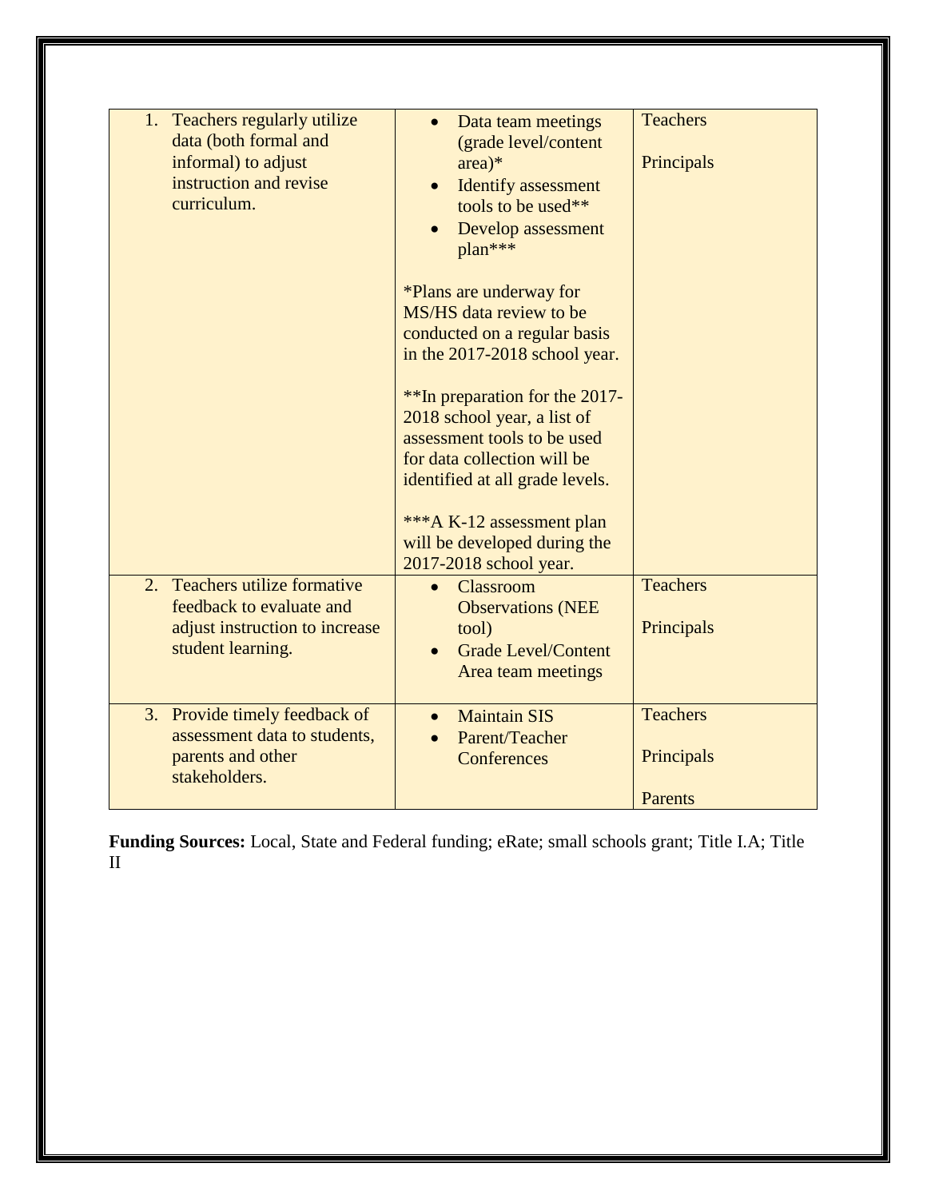| | | |
|---|---|---|
| 1. Teachers regularly utilize data (both formal and informal) to adjust instruction and revise curriculum. | • Data team meetings (grade level/content area)*<br>• Identify assessment tools to be used**<br>• Develop assessment plan***<br><br>*Plans are underway for MS/HS data review to be conducted on a regular basis in the 2017-2018 school year.<br><br>**In preparation for the 2017-2018 school year, a list of assessment tools to be used for data collection will be identified at all grade levels.<br><br>***A K-12 assessment plan will be developed during the 2017-2018 school year. | Teachers<br><br>Principals |
| 2. Teachers utilize formative feedback to evaluate and adjust instruction to increase student learning. | • Classroom Observations (NEE tool)<br>• Grade Level/Content Area team meetings | Teachers<br><br>Principals |
| 3. Provide timely feedback of assessment data to students, parents and other stakeholders. | • Maintain SIS<br>• Parent/Teacher Conferences | Teachers<br><br>Principals<br><br>Parents |

**Funding Sources:** Local, State and Federal funding; eRate; small schools grant; Title I.A; Title II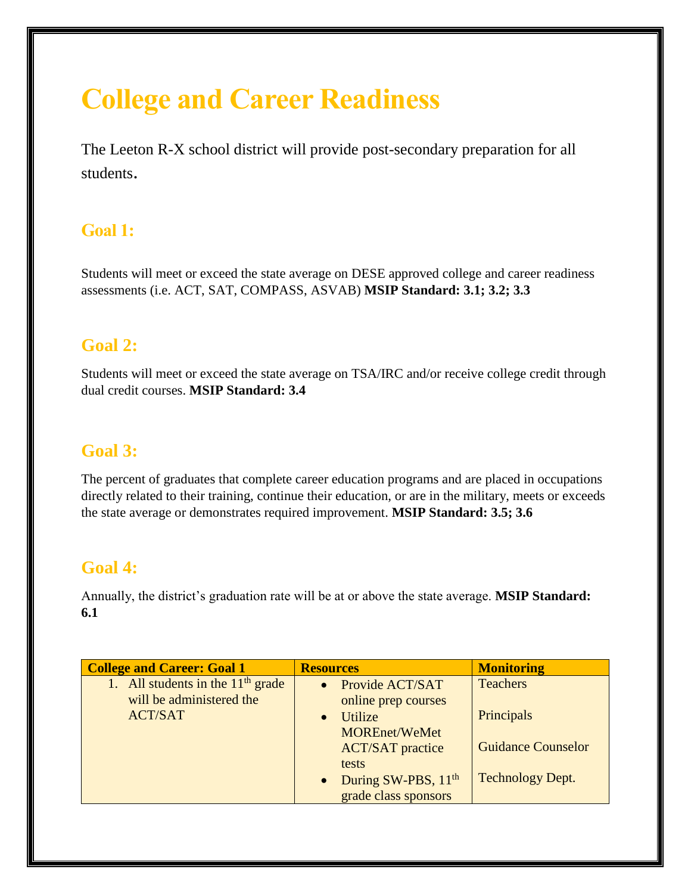# College and Career Readiness

The Leeton R-X school district will provide post-secondary preparation for all students.

## Goal 1:

Students will meet or exceed the state average on DESE approved college and career readiness assessments (i.e. ACT, SAT, COMPASS, ASVAB) **MSIP Standard: 3.1; 3.2; 3.3**

## Goal 2:

Students will meet or exceed the state average on TSA/IRC and/or receive college credit through dual credit courses. **MSIP Standard: 3.4**

## Goal 3:

The percent of graduates that complete career education programs and are placed in occupations directly related to their training, continue their education, or are in the military, meets or exceeds the state average or demonstrates required improvement. **MSIP Standard: 3.5; 3.6**

## Goal 4:

Annually, the district's graduation rate will be at or above the state average. **MSIP Standard: 6.1**

| College and Career: Goal 1 | Resources | Monitoring |
|---|---|---|
| 1. All students in the 11th grade will be administered the ACT/SAT | • Provide ACT/SAT online prep courses<br>• Utilize MOREnet/WeMet ACT/SAT practice tests<br>• During SW-PBS, 11th grade class sponsors | Teachers<br><br>Principals<br><br>Guidance Counselor<br><br>Technology Dept. |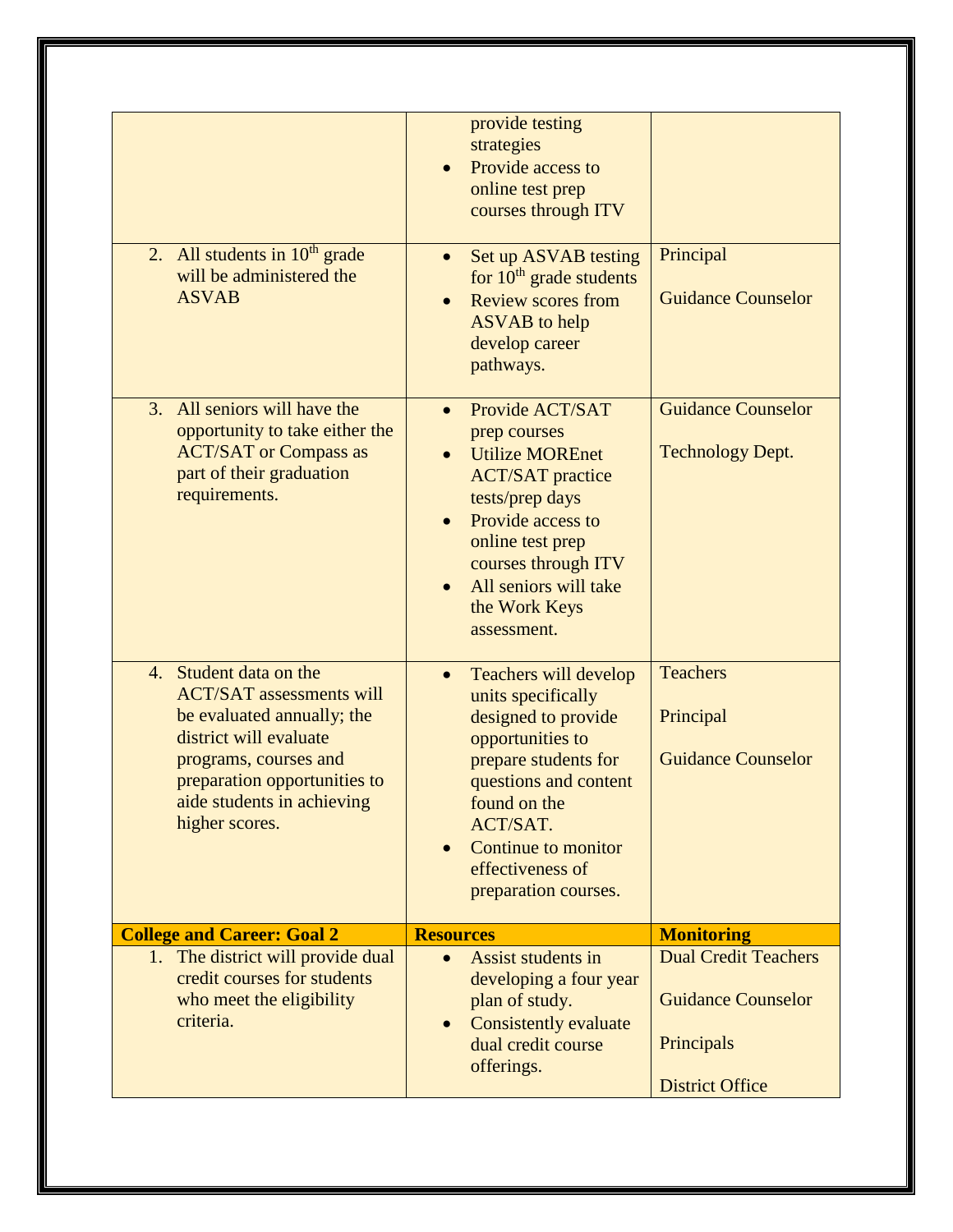| | | |
|---|---|---|
| | provide testing strategies<br>• Provide access to online test prep courses through ITV | |
| 2. All students in 10th grade will be administered the ASVAB | • Set up ASVAB testing for 10th grade students<br>• Review scores from ASVAB to help develop career pathways. | Principal<br><br>Guidance Counselor |
| 3. All seniors will have the opportunity to take either the ACT/SAT or Compass as part of their graduation requirements. | • Provide ACT/SAT prep courses<br>• Utilize MOREnet ACT/SAT practice tests/prep days<br>• Provide access to online test prep courses through ITV<br>• All seniors will take the Work Keys assessment. | Guidance Counselor<br><br>Technology Dept. |
| 4. Student data on the ACT/SAT assessments will be evaluated annually; the district will evaluate programs, courses and preparation opportunities to aide students in achieving higher scores. | • Teachers will develop units specifically designed to provide opportunities to prepare students for questions and content found on the ACT/SAT.<br>• Continue to monitor effectiveness of preparation courses. | Teachers<br><br>Principal<br><br>Guidance Counselor |
| **College and Career: Goal 2** | **Resources** | **Monitoring** |
| 1. The district will provide dual credit courses for students who meet the eligibility criteria. | • Assist students in developing a four year plan of study.<br>• Consistently evaluate dual credit course offerings. | Dual Credit Teachers<br><br>Guidance Counselor<br><br>Principals<br><br>District Office |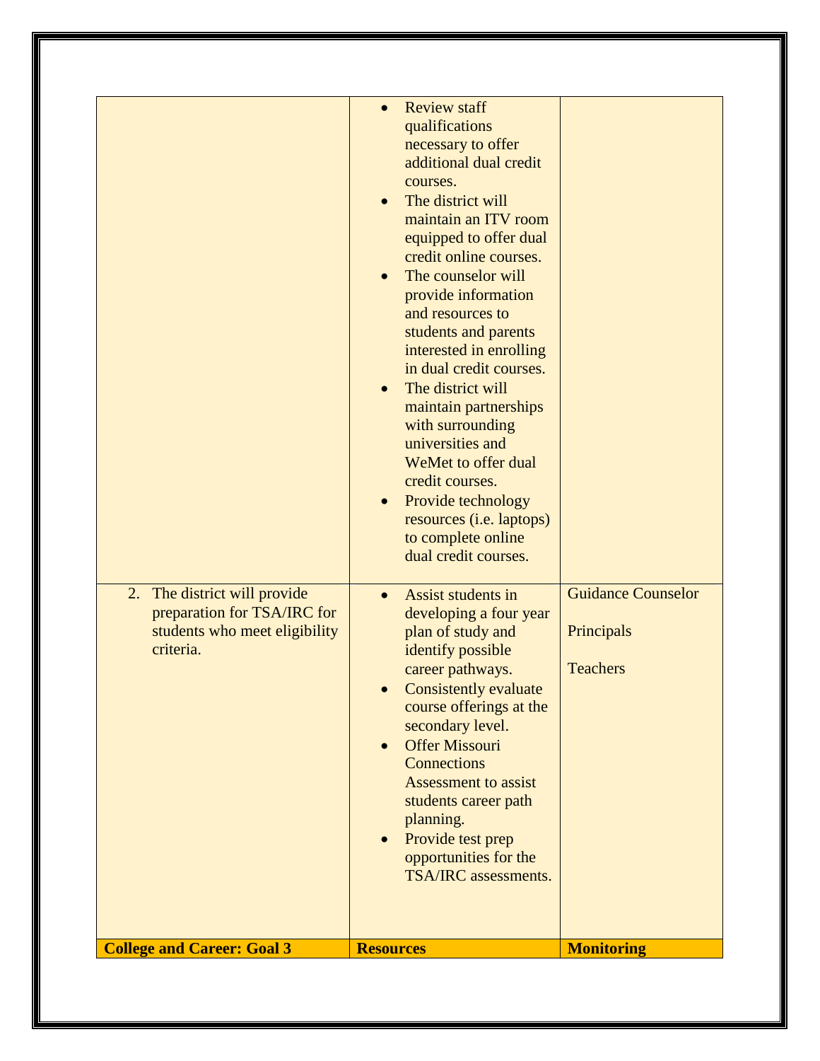| | | |
|---|---|---|
| | • Review staff qualifications necessary to offer additional dual credit courses.<br>• The district will maintain an ITV room equipped to offer dual credit online courses.<br>• The counselor will provide information and resources to students and parents interested in enrolling in dual credit courses.<br>• The district will maintain partnerships with surrounding universities and WeMet to offer dual credit courses.<br>• Provide technology resources (i.e. laptops) to complete online dual credit courses. | |
| 2. The district will provide preparation for TSA/IRC for students who meet eligibility criteria. | • Assist students in developing a four year plan of study and identify possible career pathways.<br>• Consistently evaluate course offerings at the secondary level.<br>• Offer Missouri Connections Assessment to assist students career path planning.<br>• Provide test prep opportunities for the TSA/IRC assessments. | Guidance Counselor<br><br>Principals<br><br>Teachers |
| **College and Career: Goal 3** | **Resources** | **Monitoring** |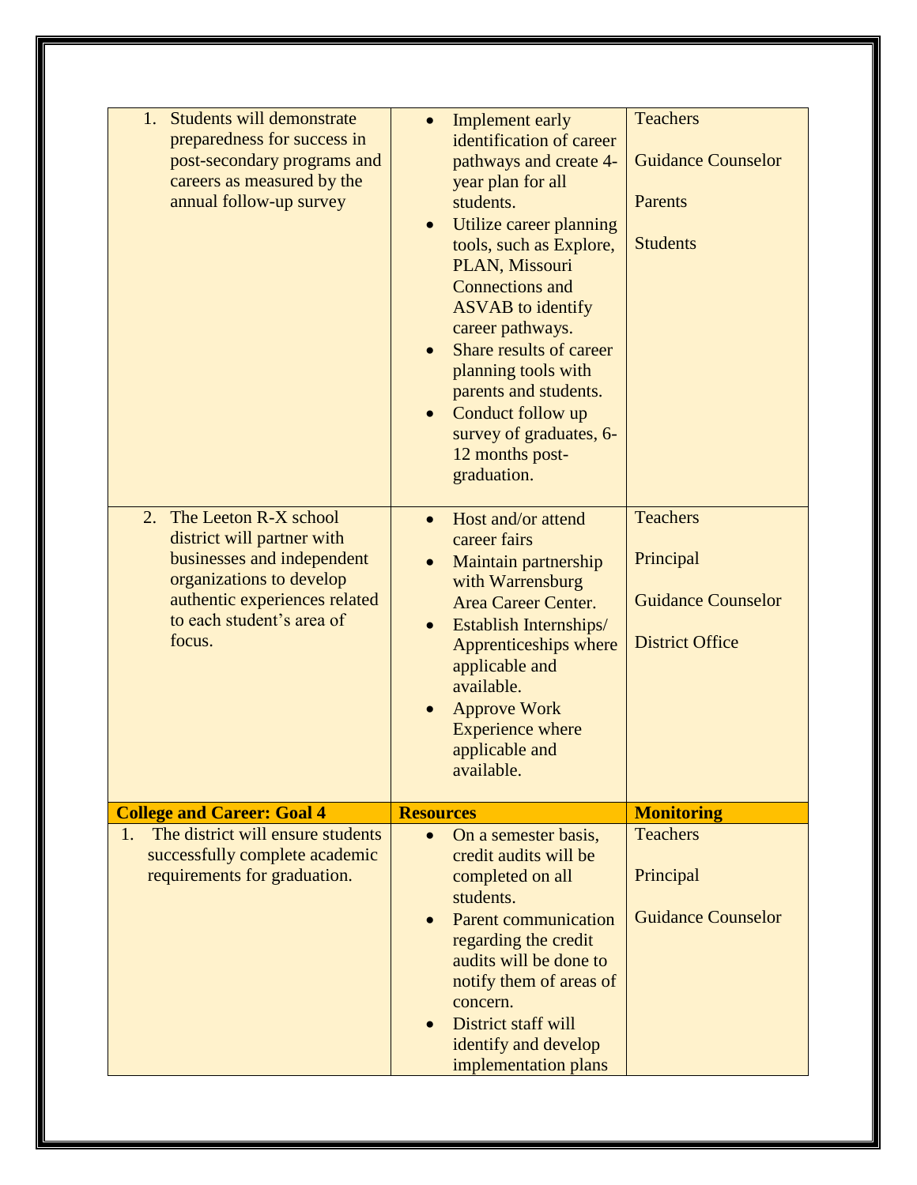| | | |
|---|---|---|
| 1. Students will demonstrate preparedness for success in post-secondary programs and careers as measured by the annual follow-up survey | • Implement early identification of career pathways and create 4-year plan for all students.<br>• Utilize career planning tools, such as Explore, PLAN, Missouri Connections and ASVAB to identify career pathways.<br>• Share results of career planning tools with parents and students.<br>• Conduct follow up survey of graduates, 6-12 months post-graduation. | Teachers<br><br>Guidance Counselor<br><br>Parents<br><br>Students |
| 2. The Leeton R-X school district will partner with businesses and independent organizations to develop authentic experiences related to each student's area of focus. | • Host and/or attend career fairs<br>• Maintain partnership with Warrensburg Area Career Center.<br>• Establish Internships/ Apprenticeships where applicable and available.<br>• Approve Work Experience where applicable and available. | Teachers<br><br>Principal<br><br>Guidance Counselor<br><br>District Office |
| **College and Career: Goal 4** | **Resources** | **Monitoring** |
| 1. The district will ensure students successfully complete academic requirements for graduation. | • On a semester basis, credit audits will be completed on all students.<br>• Parent communication regarding the credit audits will be done to notify them of areas of concern.<br>• District staff will identify and develop implementation plans | Teachers<br><br>Principal<br><br>Guidance Counselor |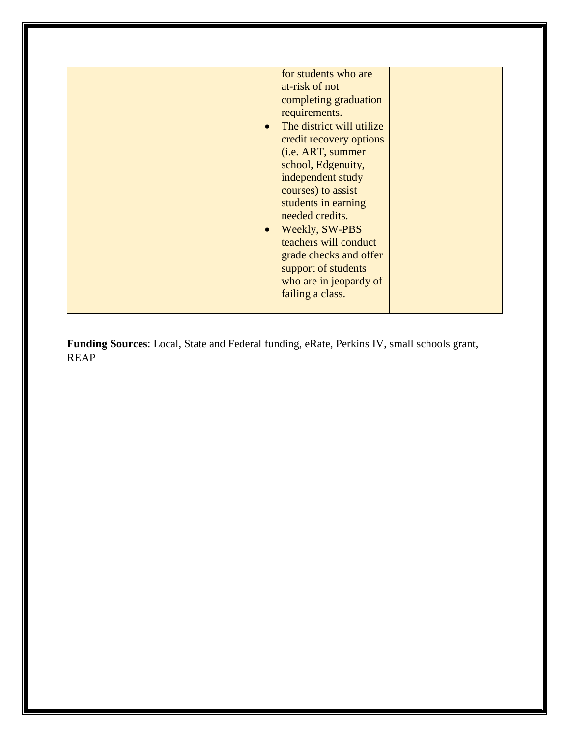| | | |
|---|---|---|
| | for students who are at-risk of not completing graduation requirements.<br>• The district will utilize credit recovery options (i.e. ART, summer school, Edgenuity, independent study courses) to assist students in earning needed credits.<br>• Weekly, SW-PBS teachers will conduct grade checks and offer support of students who are in jeopardy of failing a class. | |

**Funding Sources**: Local, State and Federal funding, eRate, Perkins IV, small schools grant, REAP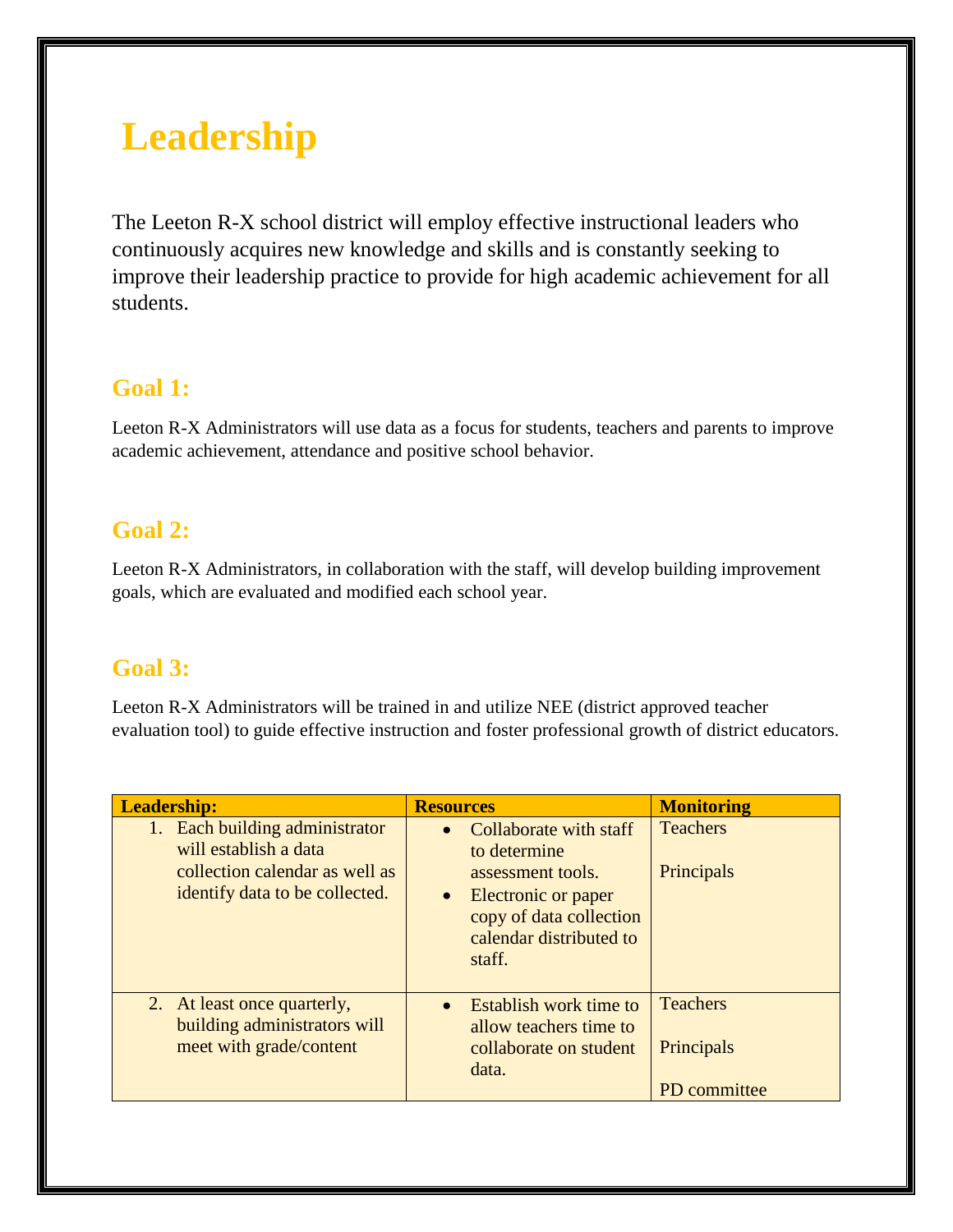# Leadership

The Leeton R-X school district will employ effective instructional leaders who continuously acquires new knowledge and skills and is constantly seeking to improve their leadership practice to provide for high academic achievement for all students.

## Goal 1:

Leeton R-X Administrators will use data as a focus for students, teachers and parents to improve academic achievement, attendance and positive school behavior.

## Goal 2:

Leeton R-X Administrators, in collaboration with the staff, will develop building improvement goals, which are evaluated and modified each school year.

## Goal 3:

Leeton R-X Administrators will be trained in and utilize NEE (district approved teacher evaluation tool) to guide effective instruction and foster professional growth of district educators.

| Leadership: | Resources | Monitoring |
|---|---|---|
| 1. Each building administrator will establish a data collection calendar as well as identify data to be collected. | • Collaborate with staff to determine assessment tools.<br>• Electronic or paper copy of data collection calendar distributed to staff. | Teachers<br><br>Principals |
| 2. At least once quarterly, building administrators will meet with grade/content | • Establish work time to allow teachers time to collaborate on student data. | Teachers<br><br>Principals<br><br>PD committee |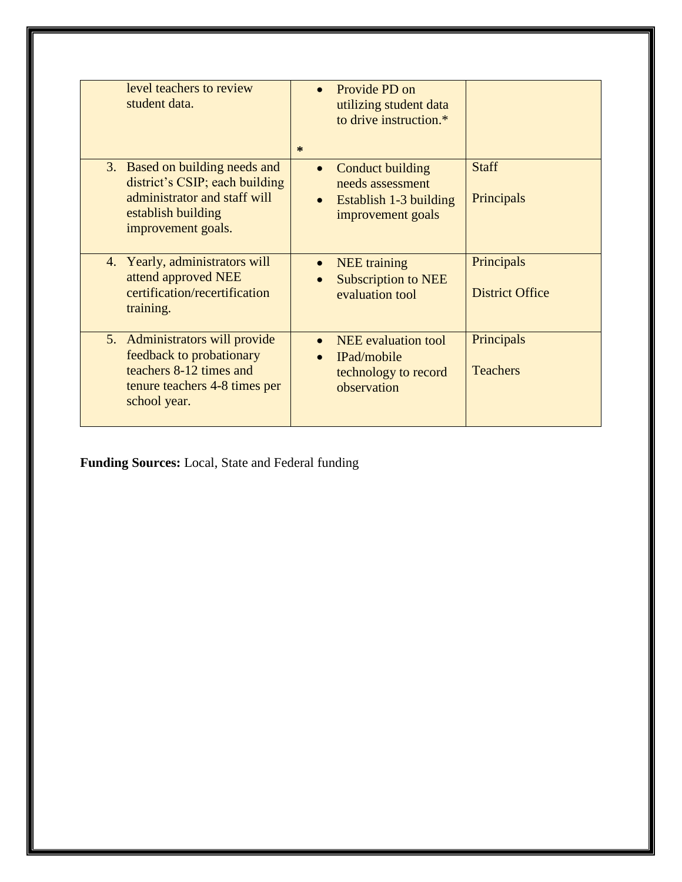| | | |
|---|---|---|
| level teachers to review student data. | • Provide PD on utilizing student data to drive instruction.*<br><br>* | |
| 3. Based on building needs and district's CSIP; each building administrator and staff will establish building improvement goals. | • Conduct building needs assessment<br>• Establish 1-3 building improvement goals | Staff<br><br>Principals |
| 4. Yearly, administrators will attend approved NEE certification/recertification training. | • NEE training<br>• Subscription to NEE evaluation tool | Principals<br><br>District Office |
| 5. Administrators will provide feedback to probationary teachers 8-12 times and tenure teachers 4-8 times per school year. | • NEE evaluation tool<br>• IPad/mobile technology to record observation | Principals<br><br>Teachers |

**Funding Sources:** Local, State and Federal funding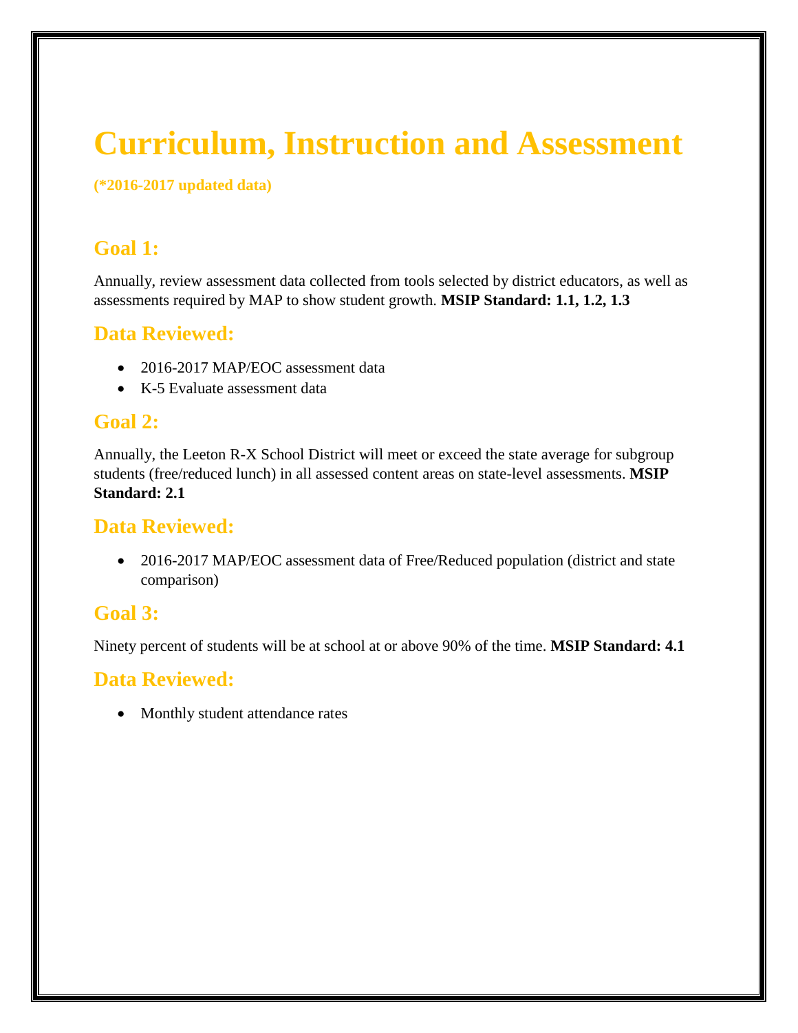# Curriculum, Instruction and Assessment

**(*2016-2017 updated data)**

## Goal 1:

Annually, review assessment data collected from tools selected by district educators, as well as assessments required by MAP to show student growth. **MSIP Standard: 1.1, 1.2, 1.3**

## Data Reviewed:

- 2016-2017 MAP/EOC assessment data
- K-5 Evaluate assessment data

## Goal 2:

Annually, the Leeton R-X School District will meet or exceed the state average for subgroup students (free/reduced lunch) in all assessed content areas on state-level assessments. **MSIP Standard: 2.1**

## Data Reviewed:

- 2016-2017 MAP/EOC assessment data of Free/Reduced population (district and state comparison)

## Goal 3:

Ninety percent of students will be at school at or above 90% of the time. **MSIP Standard: 4.1**

## Data Reviewed:

- Monthly student attendance rates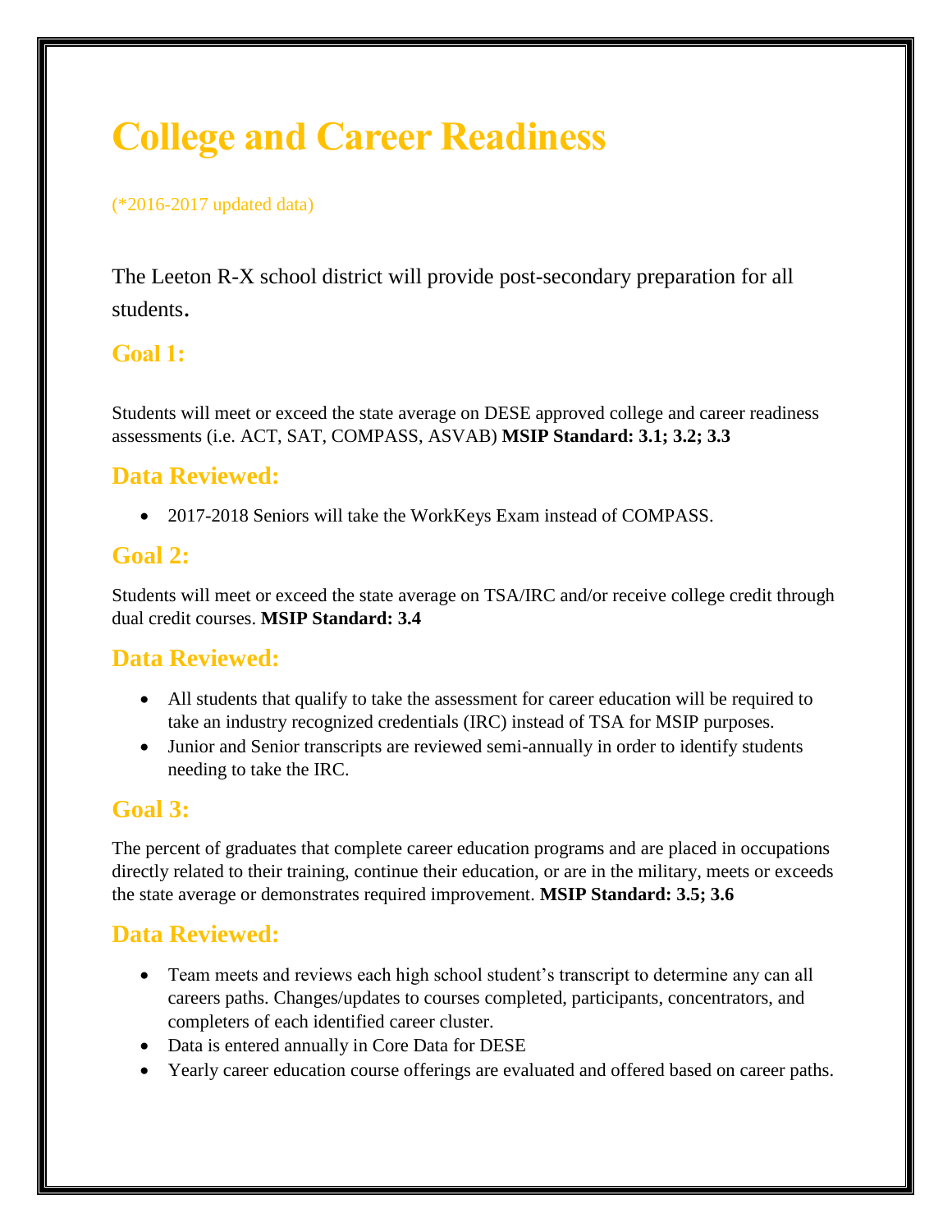# College and Career Readiness

(*2016-2017 updated data)

The Leeton R-X school district will provide post-secondary preparation for all students.

## Goal 1:

Students will meet or exceed the state average on DESE approved college and career readiness assessments (i.e. ACT, SAT, COMPASS, ASVAB) **MSIP Standard: 3.1; 3.2; 3.3**

## Data Reviewed:

- 2017-2018 Seniors will take the WorkKeys Exam instead of COMPASS.

## Goal 2:

Students will meet or exceed the state average on TSA/IRC and/or receive college credit through dual credit courses. **MSIP Standard: 3.4**

## Data Reviewed:

- All students that qualify to take the assessment for career education will be required to take an industry recognized credentials (IRC) instead of TSA for MSIP purposes.
- Junior and Senior transcripts are reviewed semi-annually in order to identify students needing to take the IRC.

## Goal 3:

The percent of graduates that complete career education programs and are placed in occupations directly related to their training, continue their education, or are in the military, meets or exceeds the state average or demonstrates required improvement. **MSIP Standard: 3.5; 3.6**

## Data Reviewed:

- Team meets and reviews each high school student's transcript to determine any can all careers paths. Changes/updates to courses completed, participants, concentrators, and completers of each identified career cluster.
- Data is entered annually in Core Data for DESE
- Yearly career education course offerings are evaluated and offered based on career paths.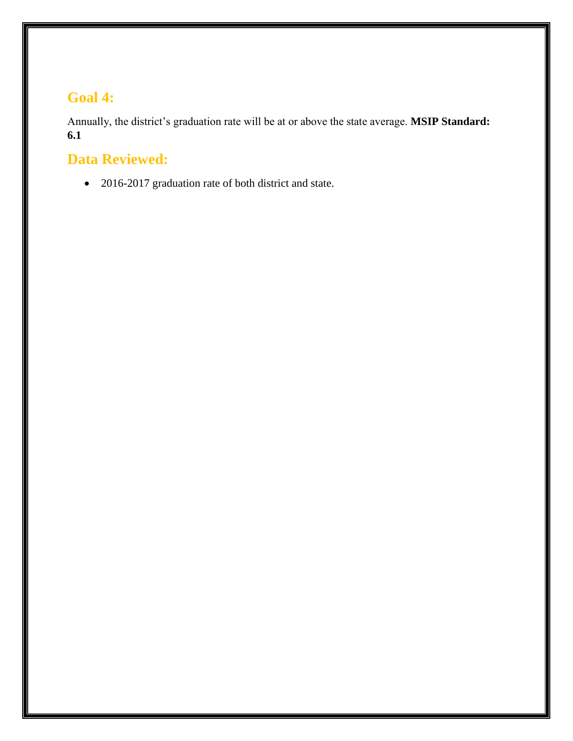## Goal 4:

Annually, the district's graduation rate will be at or above the state average. **MSIP Standard: 6.1**

## Data Reviewed:

- 2016-2017 graduation rate of both district and state.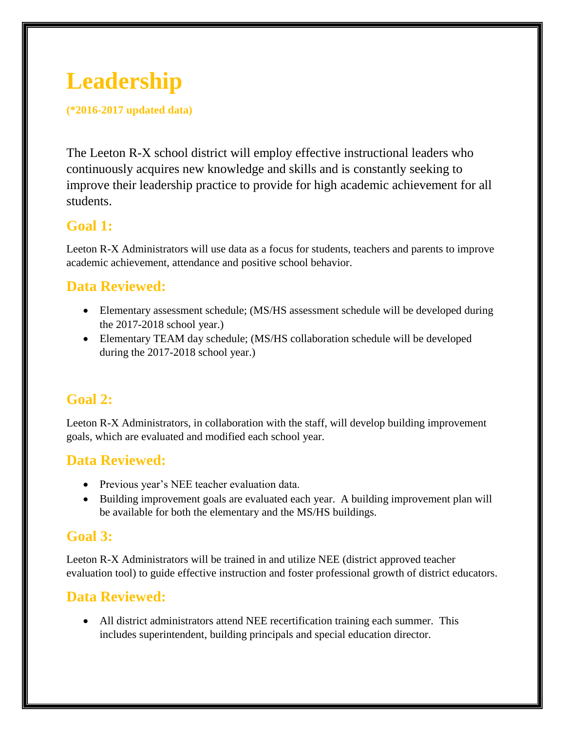# Leadership

**(*2016-2017 updated data)**

The Leeton R-X school district will employ effective instructional leaders who continuously acquires new knowledge and skills and is constantly seeking to improve their leadership practice to provide for high academic achievement for all students.

## Goal 1:

Leeton R-X Administrators will use data as a focus for students, teachers and parents to improve academic achievement, attendance and positive school behavior.

## Data Reviewed:

- Elementary assessment schedule; (MS/HS assessment schedule will be developed during the 2017-2018 school year.)
- Elementary TEAM day schedule; (MS/HS collaboration schedule will be developed during the 2017-2018 school year.)

## Goal 2:

Leeton R-X Administrators, in collaboration with the staff, will develop building improvement goals, which are evaluated and modified each school year.

## Data Reviewed:

- Previous year's NEE teacher evaluation data.
- Building improvement goals are evaluated each year. A building improvement plan will be available for both the elementary and the MS/HS buildings.

## Goal 3:

Leeton R-X Administrators will be trained in and utilize NEE (district approved teacher evaluation tool) to guide effective instruction and foster professional growth of district educators.

## Data Reviewed:

- All district administrators attend NEE recertification training each summer. This includes superintendent, building principals and special education director.